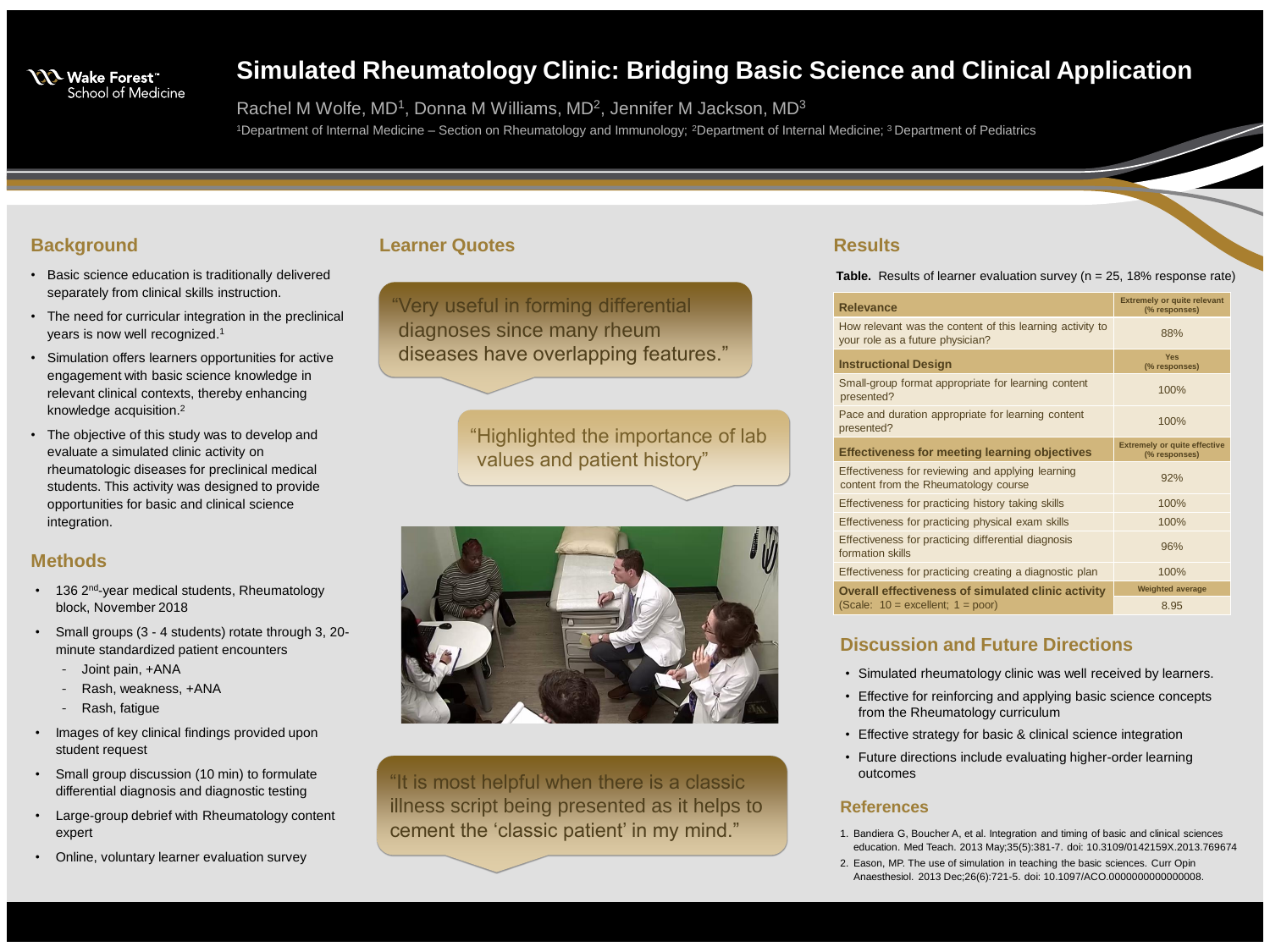# Simulated Rheumatology Clinic: Bridging Basic Science and Clinical Application

Wake Forest School of Medicine

Rachel M Wolfe, MD[1], Donna M Williams, MD[2], Jennifer M Jackson, MD[3]

[1]Department of Internal Medicine – Section on Rheumatology and Immunology; [2]Department of Internal Medicine; [3]Department of Pediatrics

## Background

- Basic science education is traditionally delivered separately from clinical skills instruction.
- The need for curricular integration in the preclinical years is now well recognized.[1]
- Simulation offers learners opportunities for active engagement with basic science knowledge in relevant clinical contexts, thereby enhancing knowledge acquisition.[2]
- The objective of this study was to develop and evaluate a simulated clinic activity on rheumatologic diseases for preclinical medical students. This activity was designed to provide opportunities for basic and clinical science integration.

## Methods

- 136 2nd-year medical students, Rheumatology block, November 2018
- Small groups (3 - 4 students) rotate through 3, 20-minute standardized patient encounters
  - Joint pain, +ANA
  - Rash, weakness, +ANA
  - Rash, fatigue
- Images of key clinical findings provided upon student request
- Small group discussion (10 min) to formulate differential diagnosis and diagnostic testing
- Large-group debrief with Rheumatology content expert
- Online, voluntary learner evaluation survey

## Learner Quotes

"Very useful in forming differential diagnoses since many rheum diseases have overlapping features."

"Highlighted the importance of lab values and patient history"

"It is most helpful when there is a classic illness script being presented as it helps to cement the 'classic patient' in my mind."

## Results

**Table.** Results of learner evaluation survey (n = 25, 18% response rate)

| **Relevance** | **Extremely or quite relevant (% responses)** |
|---|---|
| How relevant was the content of this learning activity to your role as a future physician? | 88% |
| **Instructional Design** | **Yes (% responses)** |
| Small-group format appropriate for learning content presented? | 100% |
| Pace and duration appropriate for learning content presented? | 100% |
| **Effectiveness for meeting learning objectives** | **Extremely or quite effective (% responses)** |
| Effectiveness for reviewing and applying learning content from the Rheumatology course | 92% |
| Effectiveness for practicing history taking skills | 100% |
| Effectiveness for practicing physical exam skills | 100% |
| Effectiveness for practicing differential diagnosis formation skills | 96% |
| Effectiveness for practicing creating a diagnostic plan | 100% |
| **Overall effectiveness of simulated clinic activity** | **Weighted average** |
| (Scale: 10 = excellent; 1 = poor) | 8.95 |

## Discussion and Future Directions

- Simulated rheumatology clinic was well received by learners.
- Effective for reinforcing and applying basic science concepts from the Rheumatology curriculum
- Effective strategy for basic & clinical science integration
- Future directions include evaluating higher-order learning outcomes

## References

1. Bandiera G, Boucher A, et al. Integration and timing of basic and clinical sciences education. Med Teach. 2013 May;35(5):381-7. doi: 10.3109/0142159X.2013.769674
2. Eason, MP. The use of simulation in teaching the basic sciences. Curr Opin Anaesthesiol. 2013 Dec;26(6):721-5. doi: 10.1097/ACO.0000000000000008.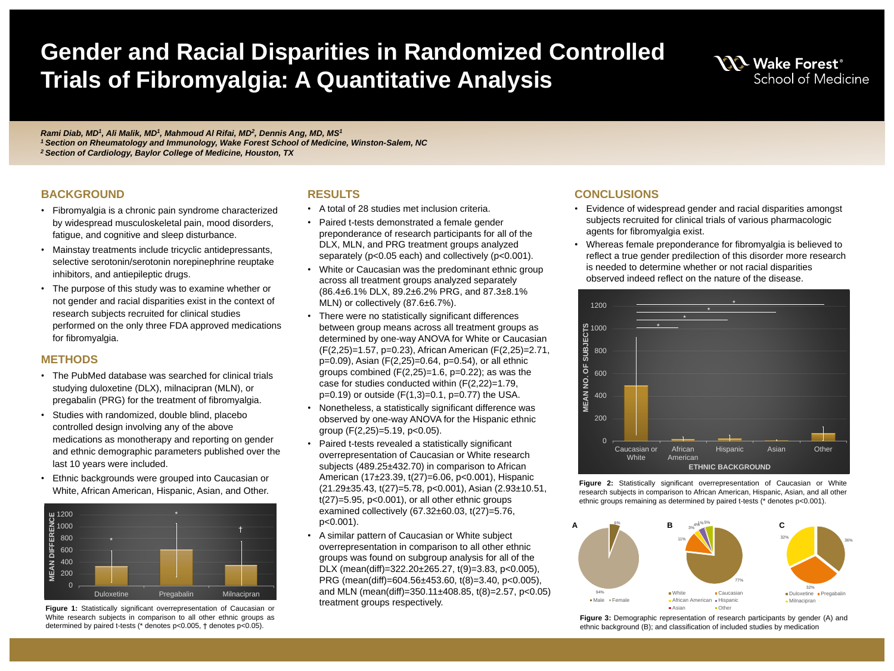# Gender and Racial Disparities in Randomized Controlled Trials of Fibromyalgia: A Quantitative Analysis

*Rami Diab, MD[1], Ali Malik, MD[1], Mahmoud Al Rifai, MD[2], Dennis Ang, MD, MS[1]*
*[1] Section on Rheumatology and Immunology, Wake Forest School of Medicine, Winston-Salem, NC*
*[2] Section of Cardiology, Baylor College of Medicine, Houston, TX*

## BACKGROUND

- Fibromyalgia is a chronic pain syndrome characterized by widespread musculoskeletal pain, mood disorders, fatigue, and cognitive and sleep disturbance.
- Mainstay treatments include tricyclic antidepressants, selective serotonin/serotonin norepinephrine reuptake inhibitors, and antiepileptic drugs.
- The purpose of this study was to examine whether or not gender and racial disparities exist in the context of research subjects recruited for clinical studies performed on the only three FDA approved medications for fibromyalgia.

## METHODS

- The PubMed database was searched for clinical trials studying duloxetine (DLX), milnacipran (MLN), or pregabalin (PRG) for the treatment of fibromyalgia.
- Studies with randomized, double blind, placebo controlled design involving any of the above medications as monotherapy and reporting on gender and ethnic demographic parameters published over the last 10 years were included.
- Ethnic backgrounds were grouped into Caucasian or White, African American, Hispanic, Asian, and Other.

**Figure 1:** Statistically significant overrepresentation of Caucasian or White research subjects in comparison to all other ethnic groups as determined by paired t-tests (* denotes p<0.005, † denotes p<0.05).

## RESULTS

- A total of 28 studies met inclusion criteria.
- Paired t-tests demonstrated a female gender preponderance of research participants for all of the DLX, MLN, and PRG treatment groups analyzed separately ($p<0.05$ each) and collectively ($p<0.001$).
- White or Caucasian was the predominant ethnic group across all treatment groups analyzed separately (86.4±6.1% DLX, 89.2±6.2% PRG, and 87.3±8.1% MLN) or collectively (87.6±6.7%).
- There were no statistically significant differences between group means across all treatment groups as determined by one-way ANOVA for White or Caucasian ($F(2,25)=1.57$, $p=0.23$), African American ($F(2,25)=2.71$, $p=0.09$), Asian ($F(2,25)=0.64$, $p=0.54$), or all ethnic groups combined ($F(2,25)=1.6$, $p=0.22$); as was the case for studies conducted within ($F(2,22)=1.79$, $p=0.19$) or outside ($F(1,3)=0.1$, $p=0.77$) the USA.
- Nonetheless, a statistically significant difference was observed by one-way ANOVA for the Hispanic ethnic group ($F(2,25)=5.19$, $p<0.05$).
- Paired t-tests revealed a statistically significant overrepresentation of Caucasian or White research subjects (489.25±432.70) in comparison to African American (17±23.39, $t(27)=6.06$, $p<0.001$), Hispanic (21.29±35.43, $t(27)=5.78$, $p<0.001$), Asian (2.93±10.51, $t(27)=5.95$, $p<0.001$), or all other ethnic groups examined collectively (67.32±60.03, $t(27)=5.76$, $p<0.001$).
- A similar pattern of Caucasian or White subject overrepresentation in comparison to all other ethnic groups was found on subgroup analysis for all of the DLX (mean(diff)=322.20±265.27, $t(9)=3.83$, $p<0.005$), PRG (mean(diff)=604.56±453.60, $t(8)=3.40$, $p<0.005$), and MLN (mean(diff)=350.11±408.85, $t(8)=2.57$, $p<0.05$) treatment groups respectively.

## CONCLUSIONS

- Evidence of widespread gender and racial disparities amongst subjects recruited for clinical trials of various pharmacologic agents for fibromyalgia exist.
- Whereas female preponderance for fibromyalgia is believed to reflect a true gender predilection of this disorder more research is needed to determine whether or not racial disparities observed indeed reflect on the nature of the disease.

**Figure 2:** Statistically significant overrepresentation of Caucasian or White research subjects in comparison to African American, Hispanic, Asian, and all other ethnic groups remaining as determined by paired t-tests (* denotes p<0.001).

**Figure 3:** Demographic representation of research participants by gender (A) and ethnic background (B); and classification of included studies by medication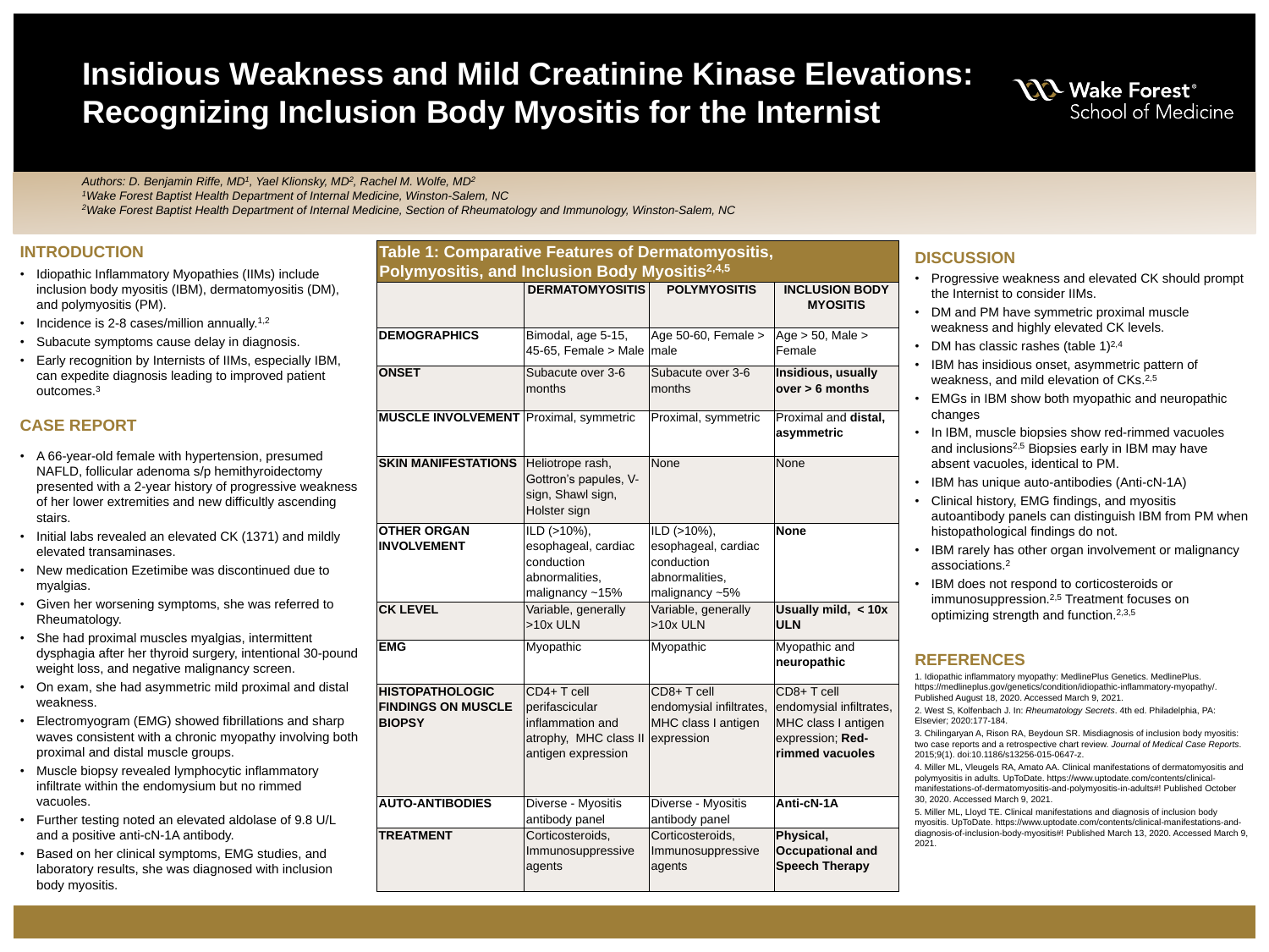# Insidious Weakness and Mild Creatinine Kinase Elevations: Recognizing Inclusion Body Myositis for the Internist

Wake Forest® School of Medicine

*Authors: D. Benjamin Riffe, MD[1], Yael Klionsky, MD[2], Rachel M. Wolfe, MD[2]*
*[1]Wake Forest Baptist Health Department of Internal Medicine, Winston-Salem, NC*
*[2]Wake Forest Baptist Health Department of Internal Medicine, Section of Rheumatology and Immunology, Winston-Salem, NC*

## INTRODUCTION

- Idiopathic Inflammatory Myopathies (IIMs) include inclusion body myositis (IBM), dermatomyositis (DM), and polymyositis (PM).
- Incidence is 2-8 cases/million annually.[1,2]
- Subacute symptoms cause delay in diagnosis.
- Early recognition by Internists of IIMs, especially IBM, can expedite diagnosis leading to improved patient outcomes.[3]

## CASE REPORT

- A 66-year-old female with hypertension, presumed NAFLD, follicular adenoma s/p hemithyroidectomy presented with a 2-year history of progressive weakness of her lower extremities and new difficultly ascending stairs.
- Initial labs revealed an elevated CK (1371) and mildly elevated transaminases.
- New medication Ezetimibe was discontinued due to myalgias.
- Given her worsening symptoms, she was referred to Rheumatology.
- She had proximal muscles myalgias, intermittent dysphagia after her thyroid surgery, intentional 30-pound weight loss, and negative malignancy screen.
- On exam, she had asymmetric mild proximal and distal weakness.
- Electromyogram (EMG) showed fibrillations and sharp waves consistent with a chronic myopathy involving both proximal and distal muscle groups.
- Muscle biopsy revealed lymphocytic inflammatory infiltrate within the endomysium but no rimmed vacuoles.
- Further testing noted an elevated aldolase of 9.8 U/L and a positive anti-cN-1A antibody.
- Based on her clinical symptoms, EMG studies, and laboratory results, she was diagnosed with inclusion body myositis.

## Table 1: Comparative Features of Dermatomyositis, Polymyositis, and Inclusion Body Myositis[2,4,5]

| | DERMATOMYOSITIS | POLYMYOSITIS | INCLUSION BODY MYOSITIS |
|---|---|---|---|
| **DEMOGRAPHICS** | Bimodal, age 5-15, 45-65, Female > Male | Age 50-60, Female > male | Age > 50, Male > Female |
| **ONSET** | Subacute over 3-6 months | Subacute over 3-6 months | **Insidious, usually over > 6 months** |
| **MUSCLE INVOLVEMENT** | Proximal, symmetric | Proximal, symmetric | Proximal and **distal, asymmetric** |
| **SKIN MANIFESTATIONS** | Heliotrope rash, Gottron's papules, V-sign, Shawl sign, Holster sign | None | None |
| **OTHER ORGAN INVOLVEMENT** | ILD (>10%), esophageal, cardiac conduction abnormalities, malignancy ~15% | ILD (>10%), esophageal, cardiac conduction abnormalities, malignancy ~5% | **None** |
| **CK LEVEL** | Variable, generally >10x ULN | Variable, generally >10x ULN | **Usually mild, < 10x ULN** |
| **EMG** | Myopathic | Myopathic | Myopathic and **neuropathic** |
| **HISTOPATHOLOGIC FINDINGS ON MUSCLE BIOPSY** | CD4+ T cell perifascicular inflammation and atrophy, MHC class II antigen expression | CD8+ T cell endomysial infiltrates, MHC class I antigen expression | CD8+ T cell endomysial infiltrates, MHC class I antigen expression; **Red-rimmed vacuoles** |
| **AUTO-ANTIBODIES** | Diverse - Myositis antibody panel | Diverse - Myositis antibody panel | **Anti-cN-1A** |
| **TREATMENT** | Corticosteroids, Immunosuppressive agents | Corticosteroids, Immunosuppressive agents | **Physical, Occupational and Speech Therapy** |

## DISCUSSION

- Progressive weakness and elevated CK should prompt the Internist to consider IIMs.
- DM and PM have symmetric proximal muscle weakness and highly elevated CK levels.
- DM has classic rashes (table 1)[2,4]
- IBM has insidious onset, asymmetric pattern of weakness, and mild elevation of CKs.[2,5]
- EMGs in IBM show both myopathic and neuropathic changes
- In IBM, muscle biopsies show red-rimmed vacuoles and inclusions[2,5] Biopsies early in IBM may have absent vacuoles, identical to PM.
- IBM has unique auto-antibodies (Anti-cN-1A)
- Clinical history, EMG findings, and myositis autoantibody panels can distinguish IBM from PM when histopathological findings do not.
- IBM rarely has other organ involvement or malignancy associations.[2]
- IBM does not respond to corticosteroids or immunosuppression.[2,5] Treatment focuses on optimizing strength and function.[2,3,5]

## REFERENCES

1. Idiopathic inflammatory myopathy: MedlinePlus Genetics. MedlinePlus. https://medlineplus.gov/genetics/condition/idiopathic-inflammatory-myopathy/. Published August 18, 2020. Accessed March 9, 2021.
2. West S, Kolfenbach J. In: *Rheumatology Secrets*. 4th ed. Philadelphia, PA: Elsevier; 2020:177-184.
3. Chilingaryan A, Rison RA, Beydoun SR. Misdiagnosis of inclusion body myositis: two case reports and a retrospective chart review. *Journal of Medical Case Reports*. 2015;9(1). doi:10.1186/s13256-015-0647-z.
4. Miller ML, Vleugels RA, Amato AA. Clinical manifestations of dermatomyositis and polymyositis in adults. UpToDate. https://www.uptodate.com/contents/clinical-manifestations-of-dermatomyositis-and-polymyositis-in-adults#! Published October 30, 2020. Accessed March 9, 2021.
5. Miller ML, Lloyd TE. Clinical manifestations and diagnosis of inclusion body myositis. UpToDate. https://www.uptodate.com/contents/clinical-manifestations-and-diagnosis-of-inclusion-body-myositis#! Published March 13, 2020. Accessed March 9, 2021.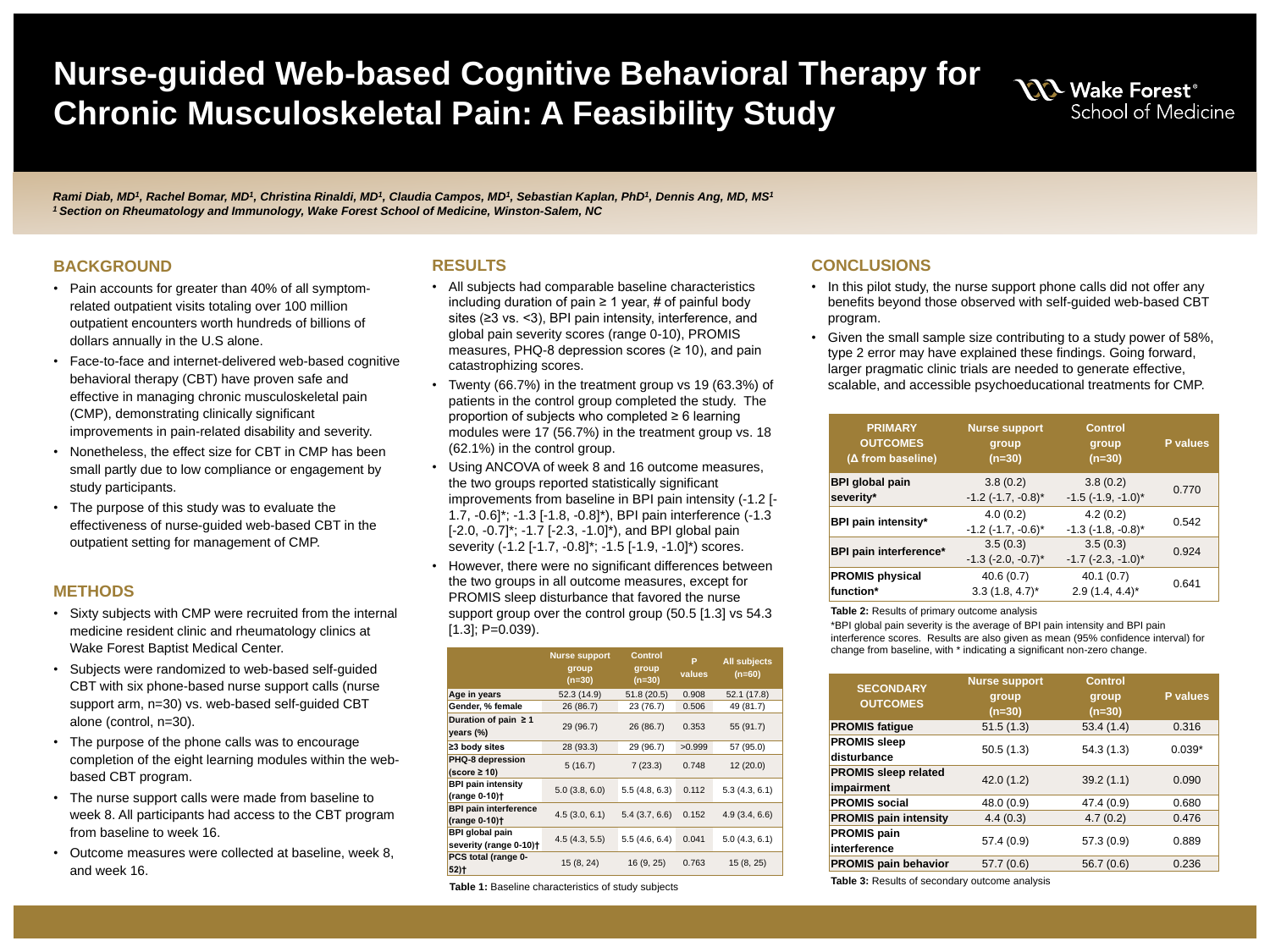# Nurse-guided Web-based Cognitive Behavioral Therapy for Chronic Musculoskeletal Pain: A Feasibility Study

Wake Forest® School of Medicine

*Rami Diab, MD[1], Rachel Bomar, MD[1], Christina Rinaldi, MD[1], Claudia Campos, MD[1], Sebastian Kaplan, PhD[1], Dennis Ang, MD, MS[1]*
*[1] Section on Rheumatology and Immunology, Wake Forest School of Medicine, Winston-Salem, NC*

## BACKGROUND

- Pain accounts for greater than 40% of all symptom-related outpatient visits totaling over 100 million outpatient encounters worth hundreds of billions of dollars annually in the U.S alone.
- Face-to-face and internet-delivered web-based cognitive behavioral therapy (CBT) have proven safe and effective in managing chronic musculoskeletal pain (CMP), demonstrating clinically significant improvements in pain-related disability and severity.
- Nonetheless, the effect size for CBT in CMP has been small partly due to low compliance or engagement by study participants.
- The purpose of this study was to evaluate the effectiveness of nurse-guided web-based CBT in the outpatient setting for management of CMP.

## METHODS

- Sixty subjects with CMP were recruited from the internal medicine resident clinic and rheumatology clinics at Wake Forest Baptist Medical Center.
- Subjects were randomized to web-based self-guided CBT with six phone-based nurse support calls (nurse support arm, n=30) vs. web-based self-guided CBT alone (control, n=30).
- The purpose of the phone calls was to encourage completion of the eight learning modules within the web-based CBT program.
- The nurse support calls were made from baseline to week 8. All participants had access to the CBT program from baseline to week 16.
- Outcome measures were collected at baseline, week 8, and week 16.

## RESULTS

- All subjects had comparable baseline characteristics including duration of pain ≥ 1 year, # of painful body sites (≥3 vs. <3), BPI pain intensity, interference, and global pain severity scores (range 0-10), PROMIS measures, PHQ-8 depression scores (≥ 10), and pain catastrophizing scores.
- Twenty (66.7%) in the treatment group vs 19 (63.3%) of patients in the control group completed the study. The proportion of subjects who completed ≥ 6 learning modules were 17 (56.7%) in the treatment group vs. 18 (62.1%) in the control group.
- Using ANCOVA of week 8 and 16 outcome measures, the two groups reported statistically significant improvements from baseline in BPI pain intensity (-1.2 [-1.7, -0.6]*; -1.3 [-1.8, -0.8]*), BPI pain interference (-1.3 [-2.0, -0.7]*; -1.7 [-2.3, -1.0]*), and BPI global pain severity (-1.2 [-1.7, -0.8]*; -1.5 [-1.9, -1.0]*) scores.
- However, there were no significant differences between the two groups in all outcome measures, except for PROMIS sleep disturbance that favored the nurse support group over the control group (50.5 [1.3] vs 54.3 [1.3]; P=0.039).

| | Nurse support group (n=30) | Control group (n=30) | P values | All subjects (n=60) |
|---|---|---|---|---|
| Age in years | 52.3 (14.9) | 51.8 (20.5) | 0.908 | 52.1 (17.8) |
| Gender, % female | 26 (86.7) | 23 (76.7) | 0.506 | 49 (81.7) |
| Duration of pain ≥ 1 years (%) | 29 (96.7) | 26 (86.7) | 0.353 | 55 (91.7) |
| ≥3 body sites | 28 (93.3) | 29 (96.7) | >0.999 | 57 (95.0) |
| PHQ-8 depression (score ≥ 10) | 5 (16.7) | 7 (23.3) | 0.748 | 12 (20.0) |
| BPI pain intensity (range 0-10)† | 5.0 (3.8, 6.0) | 5.5 (4.8, 6.3) | 0.112 | 5.3 (4.3, 6.1) |
| BPI pain interference (range 0-10)† | 4.5 (3.0, 6.1) | 5.4 (3.7, 6.6) | 0.152 | 4.9 (3.4, 6.6) |
| BPI global pain severity (range 0-10)† | 4.5 (4.3, 5.5) | 5.5 (4.6, 6.4) | 0.041 | 5.0 (4.3, 6.1) |
| PCS total (range 0-52)† | 15 (8, 24) | 16 (9, 25) | 0.763 | 15 (8, 25) |

**Table 1:** Baseline characteristics of study subjects

## CONCLUSIONS

- In this pilot study, the nurse support phone calls did not offer any benefits beyond those observed with self-guided web-based CBT program.
- Given the small sample size contributing to a study power of 58%, type 2 error may have explained these findings. Going forward, larger pragmatic clinic trials are needed to generate effective, scalable, and accessible psychoeducational treatments for CMP.

| PRIMARY OUTCOMES (Δ from baseline) | Nurse support group (n=30) | Control group (n=30) | P values |
|---|---|---|---|
| BPI global pain severity* | 3.8 (0.2)<br>-1.2 (-1.7, -0.8)* | 3.8 (0.2)<br>-1.5 (-1.9, -1.0)* | 0.770 |
| BPI pain intensity* | 4.0 (0.2)<br>-1.2 (-1.7, -0.6)* | 4.2 (0.2)<br>-1.3 (-1.8, -0.8)* | 0.542 |
| BPI pain interference* | 3.5 (0.3)<br>-1.3 (-2.0, -0.7)* | 3.5 (0.3)<br>-1.7 (-2.3, -1.0)* | 0.924 |
| PROMIS physical function* | 40.6 (0.7)<br>3.3 (1.8, 4.7)* | 40.1 (0.7)<br>2.9 (1.4, 4.4)* | 0.641 |

**Table 2:** Results of primary outcome analysis

*BPI global pain severity is the average of BPI pain intensity and BPI pain interference scores. Results are also given as mean (95% confidence interval) for change from baseline, with * indicating a significant non-zero change.

| SECONDARY OUTCOMES | Nurse support group (n=30) | Control group (n=30) | P values |
|---|---|---|---|
| PROMIS fatigue | 51.5 (1.3) | 53.4 (1.4) | 0.316 |
| PROMIS sleep disturbance | 50.5 (1.3) | 54.3 (1.3) | 0.039* |
| PROMIS sleep related impairment | 42.0 (1.2) | 39.2 (1.1) | 0.090 |
| PROMIS social | 48.0 (0.9) | 47.4 (0.9) | 0.680 |
| PROMIS pain intensity | 4.4 (0.3) | 4.7 (0.2) | 0.476 |
| PROMIS pain interference | 57.4 (0.9) | 57.3 (0.9) | 0.889 |
| PROMIS pain behavior | 57.7 (0.6) | 56.7 (0.6) | 0.236 |

**Table 3:** Results of secondary outcome analysis